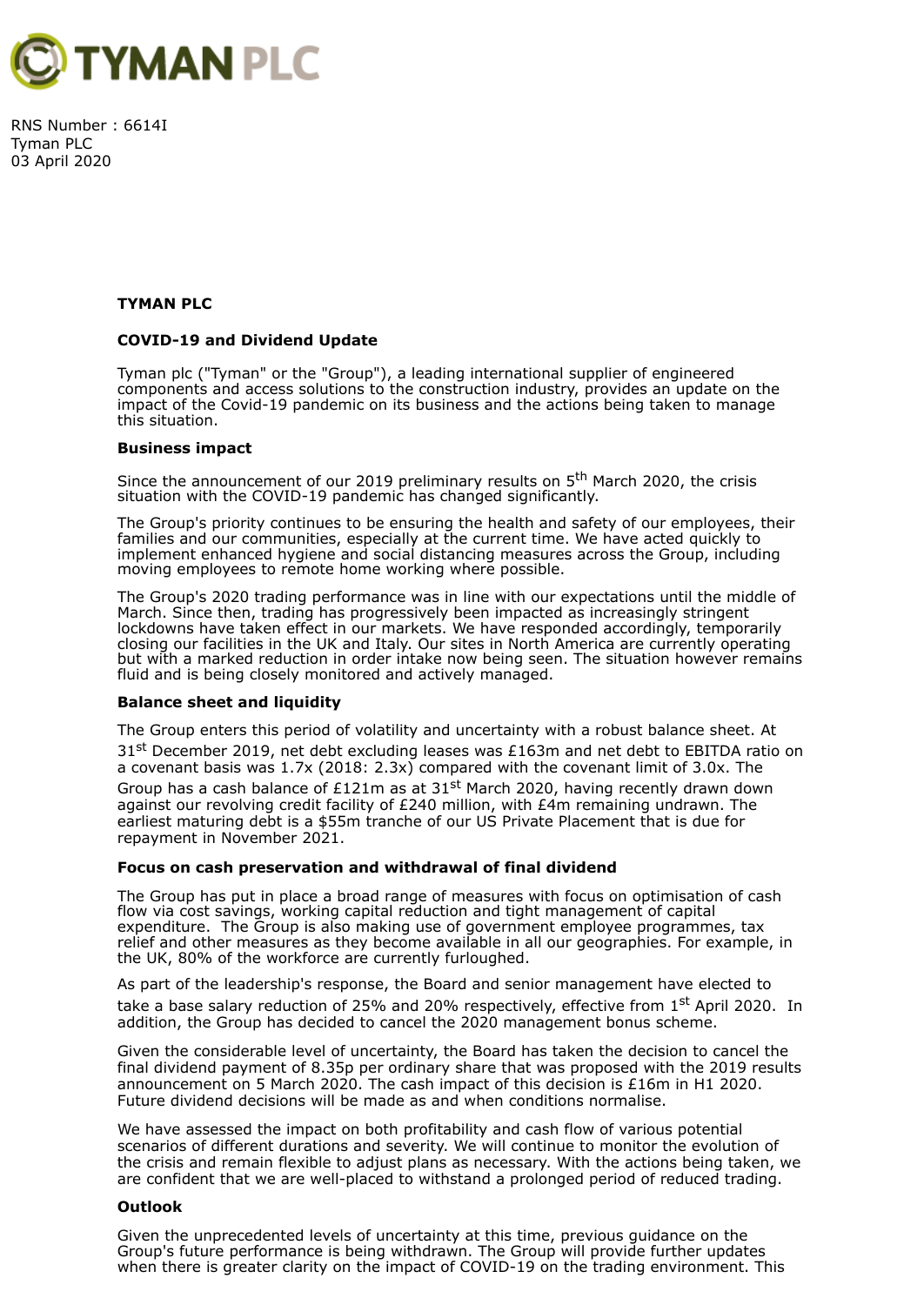RNS Number : 6614I
Tyman PLC
03 April 2020

# TYMAN PLC

## COVID-19 and Dividend Update

Tyman plc ("Tyman" or the "Group"), a leading international supplier of engineered components and access solutions to the construction industry, provides an update on the impact of the Covid-19 pandemic on its business and the actions being taken to manage this situation.

### Business impact

Since the announcement of our 2019 preliminary results on 5th March 2020, the crisis situation with the COVID-19 pandemic has changed significantly.

The Group's priority continues to be ensuring the health and safety of our employees, their families and our communities, especially at the current time. We have acted quickly to implement enhanced hygiene and social distancing measures across the Group, including moving employees to remote home working where possible.

The Group's 2020 trading performance was in line with our expectations until the middle of March. Since then, trading has progressively been impacted as increasingly stringent lockdowns have taken effect in our markets. We have responded accordingly, temporarily closing our facilities in the UK and Italy. Our sites in North America are currently operating but with a marked reduction in order intake now being seen. The situation however remains fluid and is being closely monitored and actively managed.

### Balance sheet and liquidity

The Group enters this period of volatility and uncertainty with a robust balance sheet. At 31st December 2019, net debt excluding leases was £163m and net debt to EBITDA ratio on a covenant basis was 1.7x (2018: 2.3x) compared with the covenant limit of 3.0x. The Group has a cash balance of £121m as at 31st March 2020, having recently drawn down against our revolving credit facility of £240 million, with £4m remaining undrawn. The earliest maturing debt is a $55m tranche of our US Private Placement that is due for repayment in November 2021.

### Focus on cash preservation and withdrawal of final dividend

The Group has put in place a broad range of measures with focus on optimisation of cash flow via cost savings, working capital reduction and tight management of capital expenditure. The Group is also making use of government employee programmes, tax relief and other measures as they become available in all our geographies. For example, in the UK, 80% of the workforce are currently furloughed.

As part of the leadership's response, the Board and senior management have elected to take a base salary reduction of 25% and 20% respectively, effective from 1st April 2020. In addition, the Group has decided to cancel the 2020 management bonus scheme.

Given the considerable level of uncertainty, the Board has taken the decision to cancel the final dividend payment of 8.35p per ordinary share that was proposed with the 2019 results announcement on 5 March 2020. The cash impact of this decision is £16m in H1 2020. Future dividend decisions will be made as and when conditions normalise.

We have assessed the impact on both profitability and cash flow of various potential scenarios of different durations and severity. We will continue to monitor the evolution of the crisis and remain flexible to adjust plans as necessary. With the actions being taken, we are confident that we are well-placed to withstand a prolonged period of reduced trading.

### Outlook

Given the unprecedented levels of uncertainty at this time, previous guidance on the Group's future performance is being withdrawn. The Group will provide further updates when there is greater clarity on the impact of COVID-19 on the trading environment. This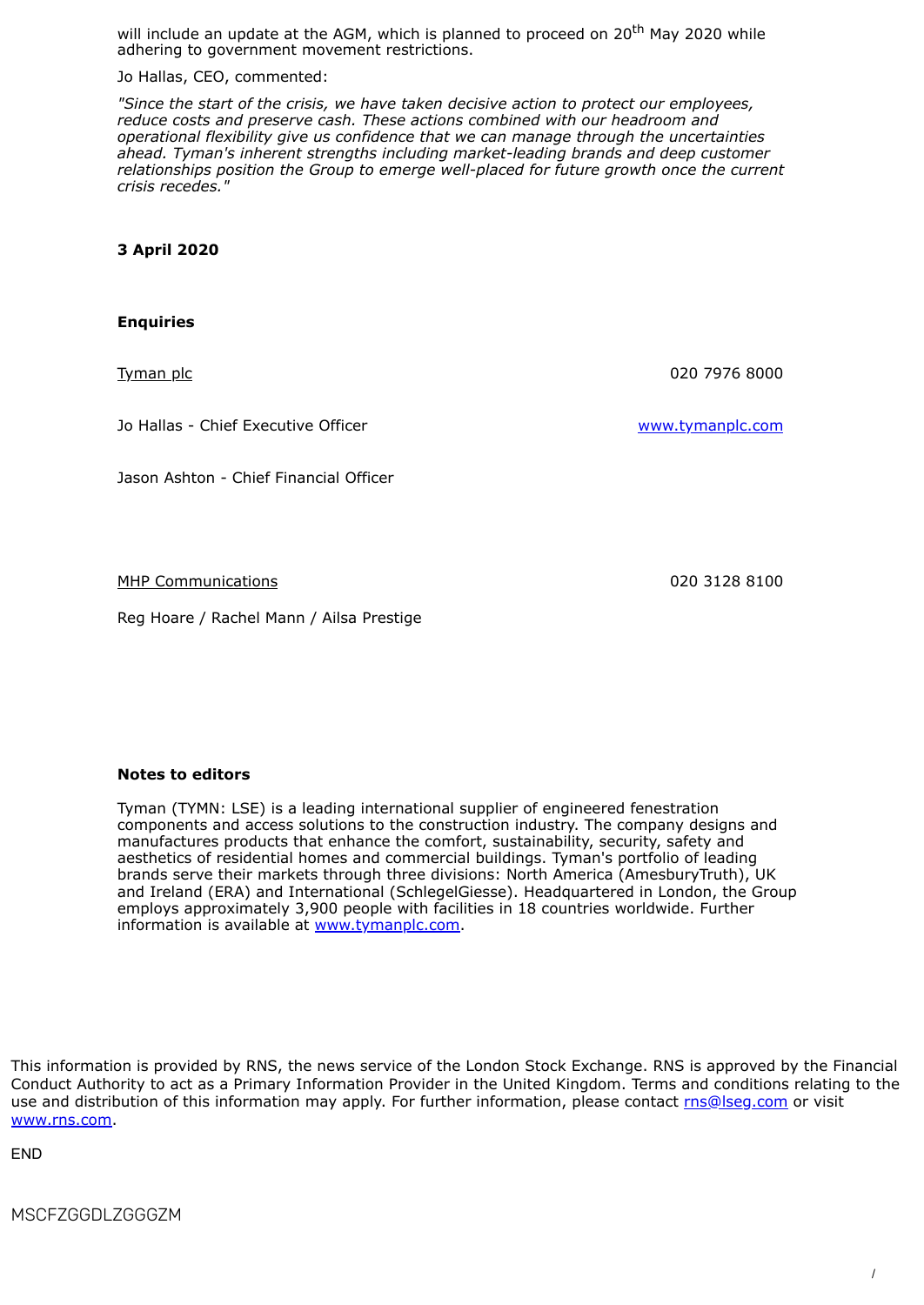will include an update at the AGM, which is planned to proceed on 20th May 2020 while adhering to government movement restrictions.

Jo Hallas, CEO, commented:

*"Since the start of the crisis, we have taken decisive action to protect our employees, reduce costs and preserve cash. These actions combined with our headroom and operational flexibility give us confidence that we can manage through the uncertainties ahead. Tyman's inherent strengths including market-leading brands and deep customer relationships position the Group to emerge well-placed for future growth once the current crisis recedes."*

**3 April 2020**

**Enquiries**

| | |
|---|---|
| Tyman plc | 020 7976 8000 |
| Jo Hallas - Chief Executive Officer | www.tymanplc.com |
| Jason Ashton - Chief Financial Officer | |
| | |
| MHP Communications | 020 3128 8100 |
| Reg Hoare / Rachel Mann / Ailsa Prestige | |

**Notes to editors**

Tyman (TYMN: LSE) is a leading international supplier of engineered fenestration components and access solutions to the construction industry. The company designs and manufactures products that enhance the comfort, sustainability, security, safety and aesthetics of residential homes and commercial buildings. Tyman's portfolio of leading brands serve their markets through three divisions: North America (AmesburyTruth), UK and Ireland (ERA) and International (SchlegelGiesse). Headquartered in London, the Group employs approximately 3,900 people with facilities in 18 countries worldwide. Further information is available at www.tymanplc.com.

This information is provided by RNS, the news service of the London Stock Exchange. RNS is approved by the Financial Conduct Authority to act as a Primary Information Provider in the United Kingdom. Terms and conditions relating to the use and distribution of this information may apply. For further information, please contact rns@lseg.com or visit www.rns.com.

END

MSCFZGGDLZGGGZM